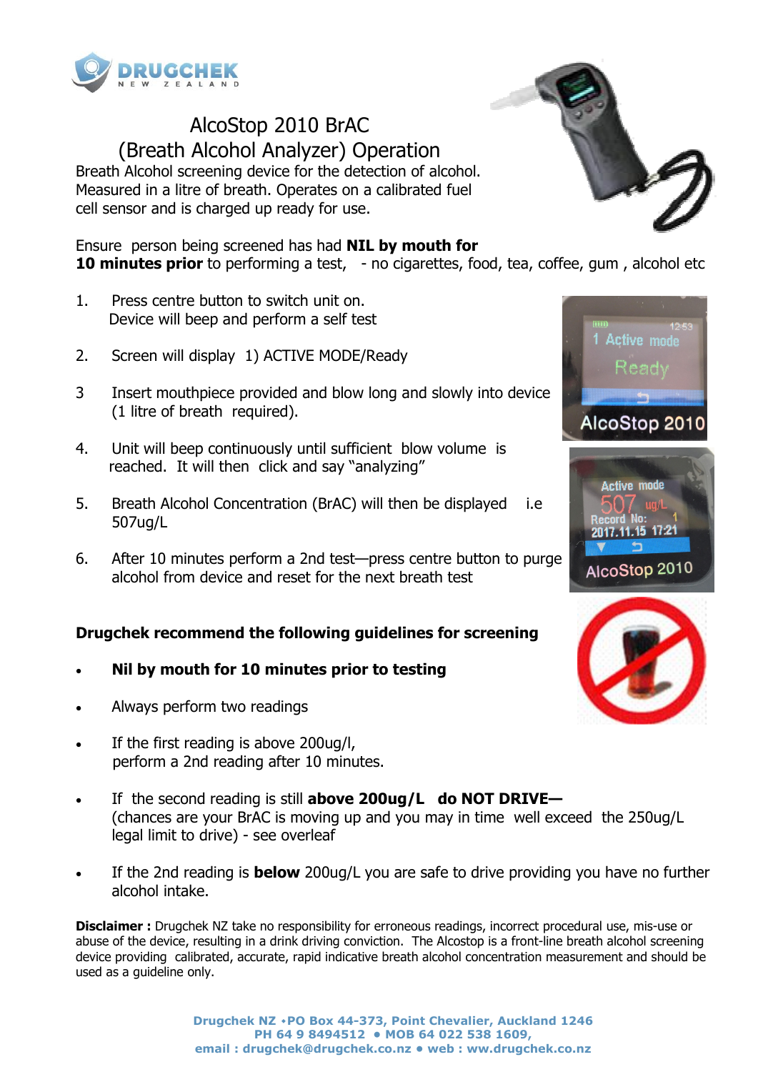# AlcoStop 2010 BrAC (Breath Alcohol Analyzer) Operation

Breath Alcohol screening device for the detection of alcohol. Measured in a litre of breath. Operates on a calibrated fuel cell sensor and is charged up ready for use.

Ensure person being screened has had **NIL by mouth for 10 minutes prior** to performing a test, - no cigarettes, food, tea, coffee, gum , alcohol etc

1. Press centre button to switch unit on. Device will beep and perform a self test
2. Screen will display 1) ACTIVE MODE/Ready
3. Insert mouthpiece provided and blow long and slowly into device (1 litre of breath required).
4. Unit will beep continuously until sufficient blow volume is reached. It will then click and say "analyzing"
5. Breath Alcohol Concentration (BrAC) will then be displayed i.e 507ug/L
6. After 10 minutes perform a 2nd test—press centre button to purge alcohol from device and reset for the next breath test

**Drugchek recommend the following guidelines for screening**

- **Nil by mouth for 10 minutes prior to testing**
- Always perform two readings
- If the first reading is above 200ug/l, perform a 2nd reading after 10 minutes.
- If the second reading is still **above 200ug/L do NOT DRIVE—** (chances are your BrAC is moving up and you may in time well exceed the 250ug/L legal limit to drive) - see overleaf
- If the 2nd reading is **below** 200ug/L you are safe to drive providing you have no further alcohol intake.

**Disclaimer :** Drugchek NZ take no responsibility for erroneous readings, incorrect procedural use, mis-use or abuse of the device, resulting in a drink driving conviction. The Alcostop is a front-line breath alcohol screening device providing calibrated, accurate, rapid indicative breath alcohol concentration measurement and should be used as a guideline only.

**Drugchek NZ •PO Box 44-373, Point Chevalier, Auckland 1246**
**PH 64 9 8494512 • MOB 64 022 538 1609,**
**email : drugchek@drugchek.co.nz • web : ww.drugchek.co.nz**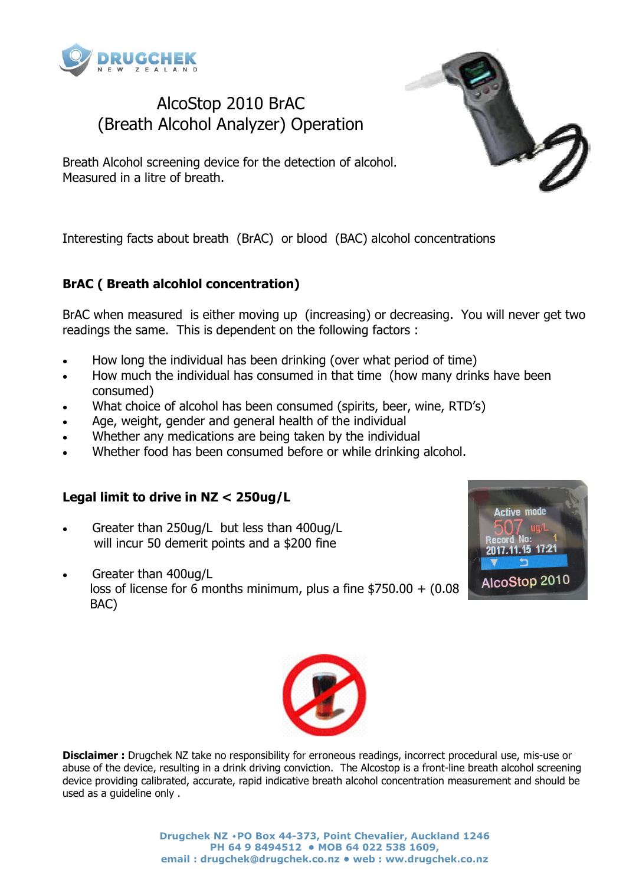AlcoStop 2010 BrAC
(Breath Alcohol Analyzer) Operation

Breath Alcohol screening device for the detection of alcohol.
Measured in a litre of breath.

Interesting facts about breath (BrAC) or blood (BAC) alcohol concentrations

**BrAC ( Breath alcohlol concentration)**

BrAC when measured is either moving up (increasing) or decreasing. You will never get two readings the same. This is dependent on the following factors :

- How long the individual has been drinking (over what period of time)
- How much the individual has consumed in that time (how many drinks have been consumed)
- What choice of alcohol has been consumed (spirits, beer, wine, RTD's)
- Age, weight, gender and general health of the individual
- Whether any medications are being taken by the individual
- Whether food has been consumed before or while drinking alcohol.

**Legal limit to drive in NZ < 250ug/L**

- Greater than 250ug/L but less than 400ug/L will incur 50 demerit points and a $200 fine
- Greater than 400ug/L loss of license for 6 months minimum, plus a fine $750.00 + (0.08 BAC)

**Disclaimer :** Drugchek NZ take no responsibility for erroneous readings, incorrect procedural use, mis-use or abuse of the device, resulting in a drink driving conviction. The Alcostop is a front-line breath alcohol screening device providing calibrated, accurate, rapid indicative breath alcohol concentration measurement and should be used as a guideline only .

**Drugchek NZ •PO Box 44-373, Point Chevalier, Auckland 1246**
**PH 64 9 8494512 • MOB 64 022 538 1609,**
**email : drugchek@drugchek.co.nz • web : ww.drugchek.co.nz**